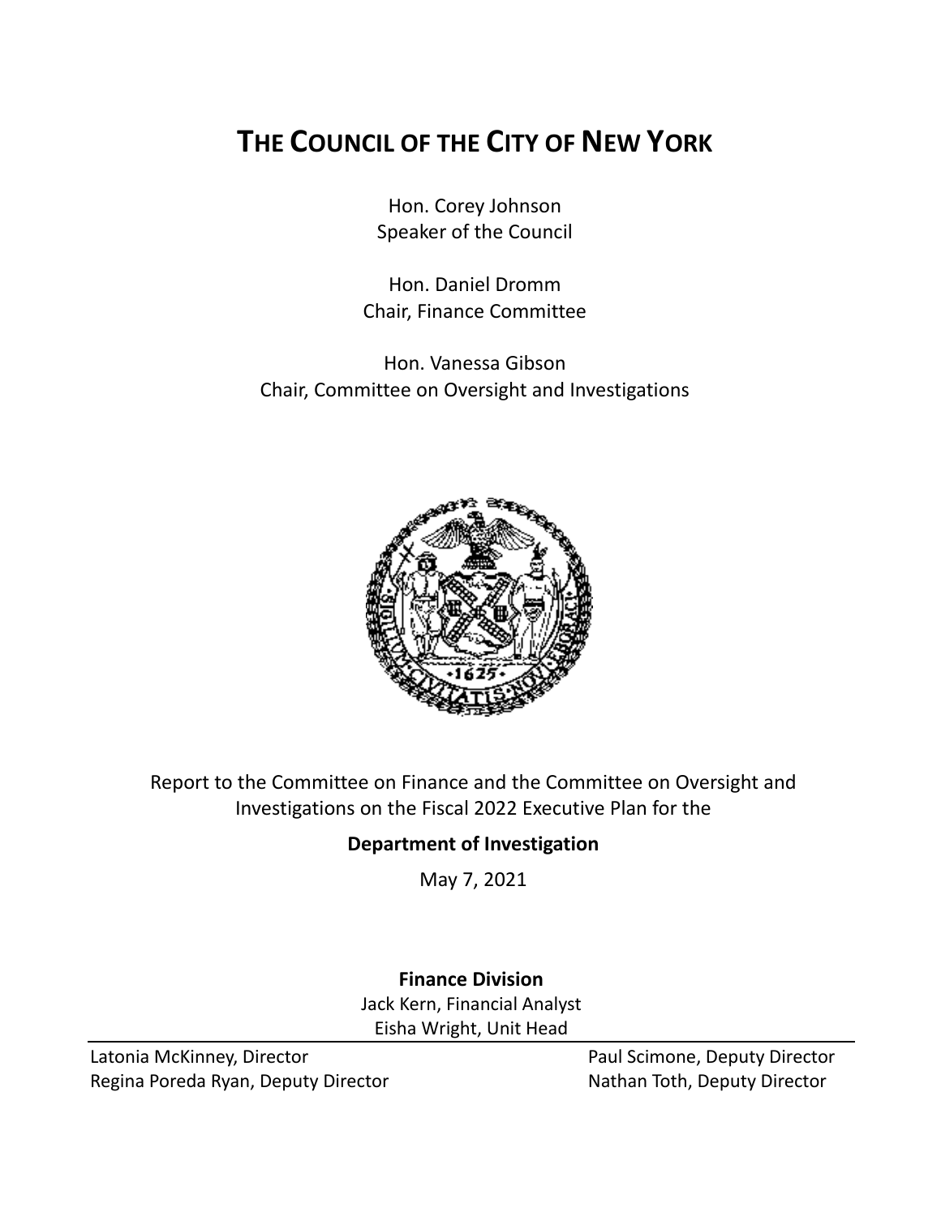# THE COUNCIL OF THE CITY OF NEW YORK

Hon. Corey Johnson
Speaker of the Council

Hon. Daniel Dromm
Chair, Finance Committee

Hon. Vanessa Gibson
Chair, Committee on Oversight and Investigations

Report to the Committee on Finance and the Committee on Oversight and Investigations on the Fiscal 2022 Executive Plan for the

**Department of Investigation**

May 7, 2021

**Finance Division**
Jack Kern, Financial Analyst
Eisha Wright, Unit Head

Latonia McKinney, Director
Regina Poreda Ryan, Deputy Director
Paul Scimone, Deputy Director
Nathan Toth, Deputy Director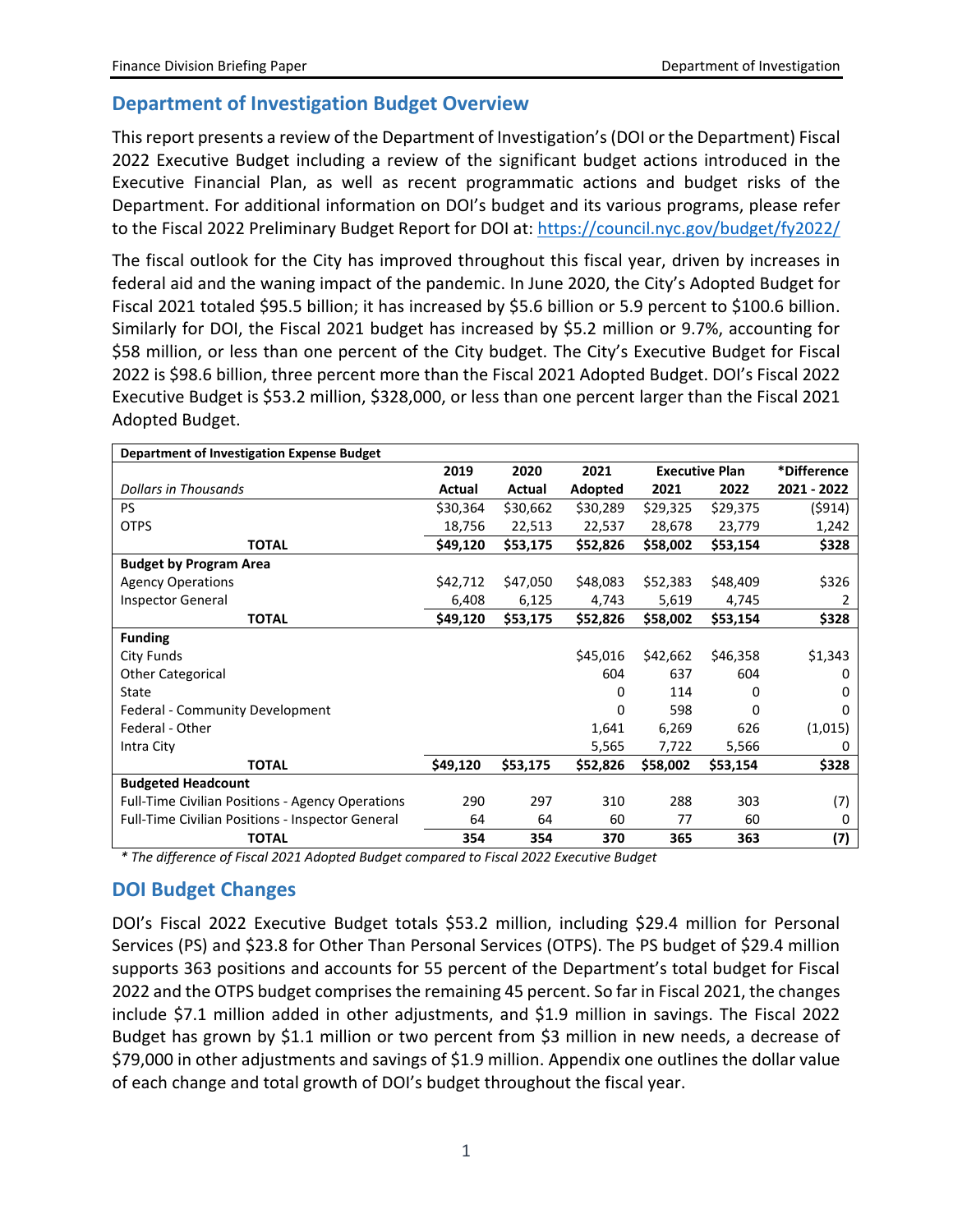## Department of Investigation Budget Overview

This report presents a review of the Department of Investigation's (DOI or the Department) Fiscal 2022 Executive Budget including a review of the significant budget actions introduced in the Executive Financial Plan, as well as recent programmatic actions and budget risks of the Department. For additional information on DOI's budget and its various programs, please refer to the Fiscal 2022 Preliminary Budget Report for DOI at: https://council.nyc.gov/budget/fy2022/

The fiscal outlook for the City has improved throughout this fiscal year, driven by increases in federal aid and the waning impact of the pandemic. In June 2020, the City's Adopted Budget for Fiscal 2021 totaled $95.5 billion; it has increased by $5.6 billion or 5.9 percent to $100.6 billion. Similarly for DOI, the Fiscal 2021 budget has increased by $5.2 million or 9.7%, accounting for $58 million, or less than one percent of the City budget. The City's Executive Budget for Fiscal 2022 is $98.6 billion, three percent more than the Fiscal 2021 Adopted Budget. DOI's Fiscal 2022 Executive Budget is $53.2 million, $328,000, or less than one percent larger than the Fiscal 2021 Adopted Budget.

| Department of Investigation Expense Budget | | | | | | |
|---|---|---|---|---|---|---|
| | 2019 | 2020 | 2021 | Executive Plan | | *Difference |
| *Dollars in Thousands* | Actual | Actual | Adopted | 2021 | 2022 | 2021 - 2022 |
| PS | $30,364 | $30,662 | $30,289 | $29,325 | $29,375 | ($914) |
| OTPS | 18,756 | 22,513 | 22,537 | 28,678 | 23,779 | 1,242 |
| **TOTAL** | **$49,120** | **$53,175** | **$52,826** | **$58,002** | **$53,154** | **$328** |
| **Budget by Program Area** | | | | | | |
| Agency Operations | $42,712 | $47,050 | $48,083 | $52,383 | $48,409 | $326 |
| Inspector General | 6,408 | 6,125 | 4,743 | 5,619 | 4,745 | 2 |
| **TOTAL** | **$49,120** | **$53,175** | **$52,826** | **$58,002** | **$53,154** | **$328** |
| **Funding** | | | | | | |
| City Funds | | | $45,016 | $42,662 | $46,358 | $1,343 |
| Other Categorical | | | 604 | 637 | 604 | 0 |
| State | | | 0 | 114 | 0 | 0 |
| Federal - Community Development | | | 0 | 598 | 0 | 0 |
| Federal - Other | | | 1,641 | 6,269 | 626 | (1,015) |
| Intra City | | | 5,565 | 7,722 | 5,566 | 0 |
| **TOTAL** | **$49,120** | **$53,175** | **$52,826** | **$58,002** | **$53,154** | **$328** |
| **Budgeted Headcount** | | | | | | |
| Full-Time Civilian Positions - Agency Operations | 290 | 297 | 310 | 288 | 303 | (7) |
| Full-Time Civilian Positions - Inspector General | 64 | 64 | 60 | 77 | 60 | 0 |
| **TOTAL** | **354** | **354** | **370** | **365** | **363** | **(7)** |

*\* The difference of Fiscal 2021 Adopted Budget compared to Fiscal 2022 Executive Budget*

## DOI Budget Changes

DOI's Fiscal 2022 Executive Budget totals $53.2 million, including $29.4 million for Personal Services (PS) and $23.8 for Other Than Personal Services (OTPS). The PS budget of $29.4 million supports 363 positions and accounts for 55 percent of the Department's total budget for Fiscal 2022 and the OTPS budget comprises the remaining 45 percent. So far in Fiscal 2021, the changes include $7.1 million added in other adjustments, and $1.9 million in savings. The Fiscal 2022 Budget has grown by $1.1 million or two percent from $3 million in new needs, a decrease of $79,000 in other adjustments and savings of $1.9 million. Appendix one outlines the dollar value of each change and total growth of DOI's budget throughout the fiscal year.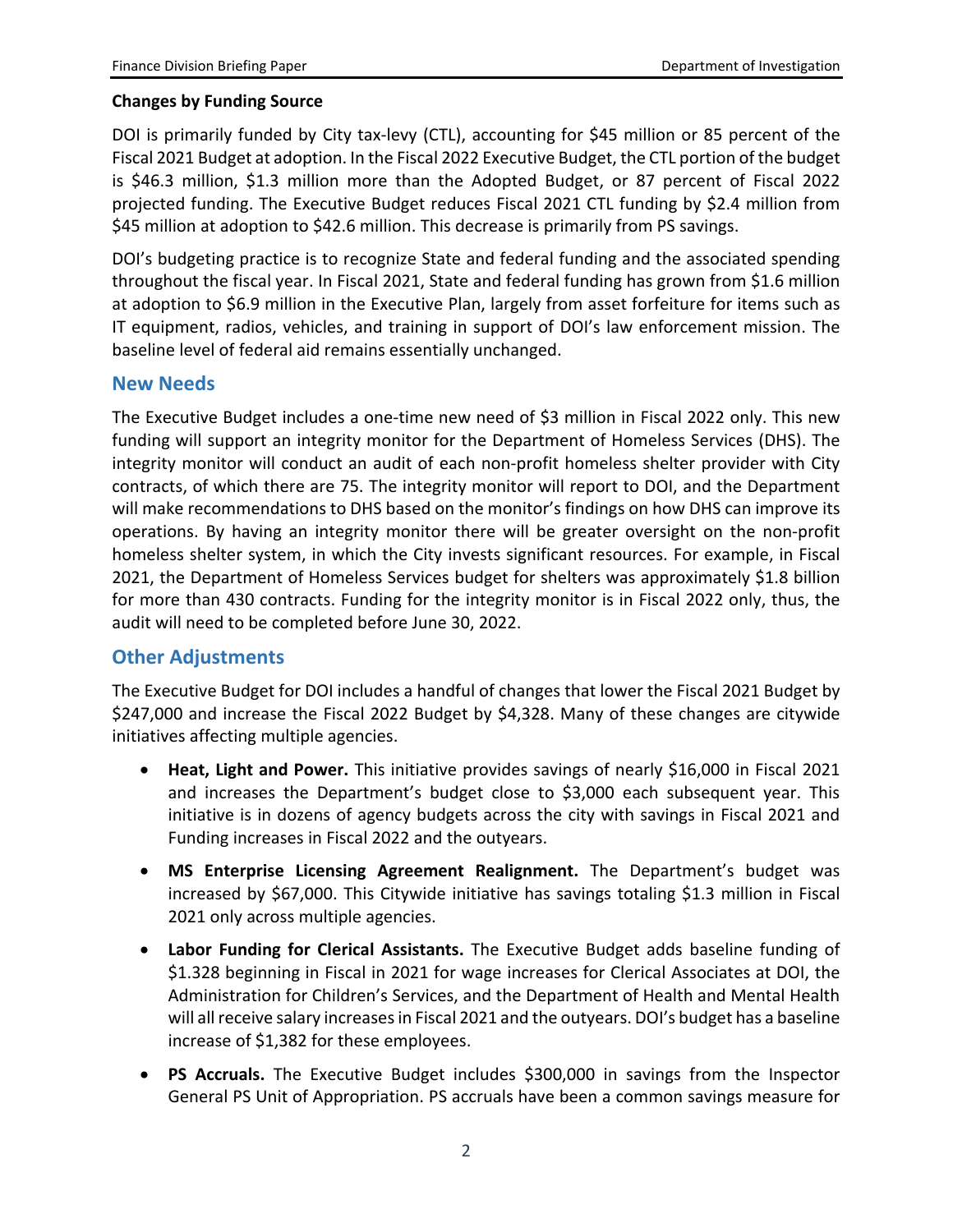**Changes by Funding Source**

DOI is primarily funded by City tax-levy (CTL), accounting for $45 million or 85 percent of the Fiscal 2021 Budget at adoption. In the Fiscal 2022 Executive Budget, the CTL portion of the budget is $46.3 million, $1.3 million more than the Adopted Budget, or 87 percent of Fiscal 2022 projected funding. The Executive Budget reduces Fiscal 2021 CTL funding by $2.4 million from $45 million at adoption to $42.6 million. This decrease is primarily from PS savings.

DOI's budgeting practice is to recognize State and federal funding and the associated spending throughout the fiscal year. In Fiscal 2021, State and federal funding has grown from $1.6 million at adoption to $6.9 million in the Executive Plan, largely from asset forfeiture for items such as IT equipment, radios, vehicles, and training in support of DOI's law enforcement mission. The baseline level of federal aid remains essentially unchanged.

## New Needs

The Executive Budget includes a one-time new need of $3 million in Fiscal 2022 only. This new funding will support an integrity monitor for the Department of Homeless Services (DHS). The integrity monitor will conduct an audit of each non-profit homeless shelter provider with City contracts, of which there are 75. The integrity monitor will report to DOI, and the Department will make recommendations to DHS based on the monitor's findings on how DHS can improve its operations. By having an integrity monitor there will be greater oversight on the non-profit homeless shelter system, in which the City invests significant resources. For example, in Fiscal 2021, the Department of Homeless Services budget for shelters was approximately $1.8 billion for more than 430 contracts. Funding for the integrity monitor is in Fiscal 2022 only, thus, the audit will need to be completed before June 30, 2022.

## Other Adjustments

The Executive Budget for DOI includes a handful of changes that lower the Fiscal 2021 Budget by $247,000 and increase the Fiscal 2022 Budget by $4,328. Many of these changes are citywide initiatives affecting multiple agencies.

- **Heat, Light and Power.** This initiative provides savings of nearly $16,000 in Fiscal 2021 and increases the Department's budget close to $3,000 each subsequent year. This initiative is in dozens of agency budgets across the city with savings in Fiscal 2021 and Funding increases in Fiscal 2022 and the outyears.
- **MS Enterprise Licensing Agreement Realignment.** The Department's budget was increased by $67,000. This Citywide initiative has savings totaling $1.3 million in Fiscal 2021 only across multiple agencies.
- **Labor Funding for Clerical Assistants.** The Executive Budget adds baseline funding of $1.328 beginning in Fiscal in 2021 for wage increases for Clerical Associates at DOI, the Administration for Children's Services, and the Department of Health and Mental Health will all receive salary increases in Fiscal 2021 and the outyears. DOI's budget has a baseline increase of $1,382 for these employees.
- **PS Accruals.** The Executive Budget includes $300,000 in savings from the Inspector General PS Unit of Appropriation. PS accruals have been a common savings measure for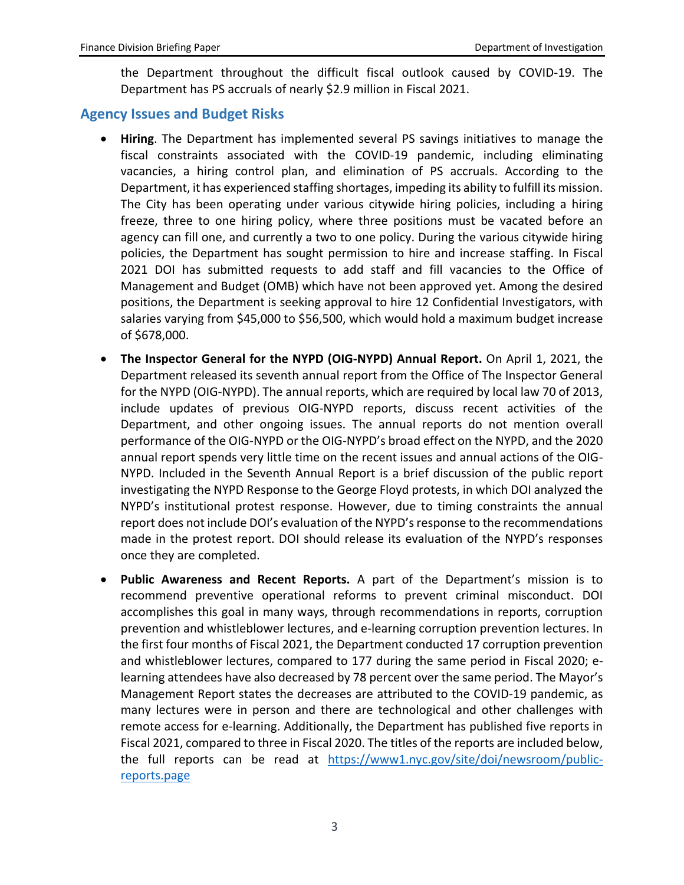the Department throughout the difficult fiscal outlook caused by COVID-19. The Department has PS accruals of nearly $2.9 million in Fiscal 2021.

## Agency Issues and Budget Risks

- **Hiring**. The Department has implemented several PS savings initiatives to manage the fiscal constraints associated with the COVID-19 pandemic, including eliminating vacancies, a hiring control plan, and elimination of PS accruals. According to the Department, it has experienced staffing shortages, impeding its ability to fulfill its mission. The City has been operating under various citywide hiring policies, including a hiring freeze, three to one hiring policy, where three positions must be vacated before an agency can fill one, and currently a two to one policy. During the various citywide hiring policies, the Department has sought permission to hire and increase staffing. In Fiscal 2021 DOI has submitted requests to add staff and fill vacancies to the Office of Management and Budget (OMB) which have not been approved yet. Among the desired positions, the Department is seeking approval to hire 12 Confidential Investigators, with salaries varying from $45,000 to $56,500, which would hold a maximum budget increase of $678,000.

- **The Inspector General for the NYPD (OIG-NYPD) Annual Report.** On April 1, 2021, the Department released its seventh annual report from the Office of The Inspector General for the NYPD (OIG-NYPD). The annual reports, which are required by local law 70 of 2013, include updates of previous OIG-NYPD reports, discuss recent activities of the Department, and other ongoing issues. The annual reports do not mention overall performance of the OIG-NYPD or the OIG-NYPD's broad effect on the NYPD, and the 2020 annual report spends very little time on the recent issues and annual actions of the OIG-NYPD. Included in the Seventh Annual Report is a brief discussion of the public report investigating the NYPD Response to the George Floyd protests, in which DOI analyzed the NYPD's institutional protest response. However, due to timing constraints the annual report does not include DOI's evaluation of the NYPD's response to the recommendations made in the protest report. DOI should release its evaluation of the NYPD's responses once they are completed.

- **Public Awareness and Recent Reports.** A part of the Department's mission is to recommend preventive operational reforms to prevent criminal misconduct. DOI accomplishes this goal in many ways, through recommendations in reports, corruption prevention and whistleblower lectures, and e-learning corruption prevention lectures. In the first four months of Fiscal 2021, the Department conducted 17 corruption prevention and whistleblower lectures, compared to 177 during the same period in Fiscal 2020; e-learning attendees have also decreased by 78 percent over the same period. The Mayor's Management Report states the decreases are attributed to the COVID-19 pandemic, as many lectures were in person and there are technological and other challenges with remote access for e-learning. Additionally, the Department has published five reports in Fiscal 2021, compared to three in Fiscal 2020. The titles of the reports are included below, the full reports can be read at [https://www1.nyc.gov/site/doi/newsroom/public-reports.page](https://www1.nyc.gov/site/doi/newsroom/public-reports.page)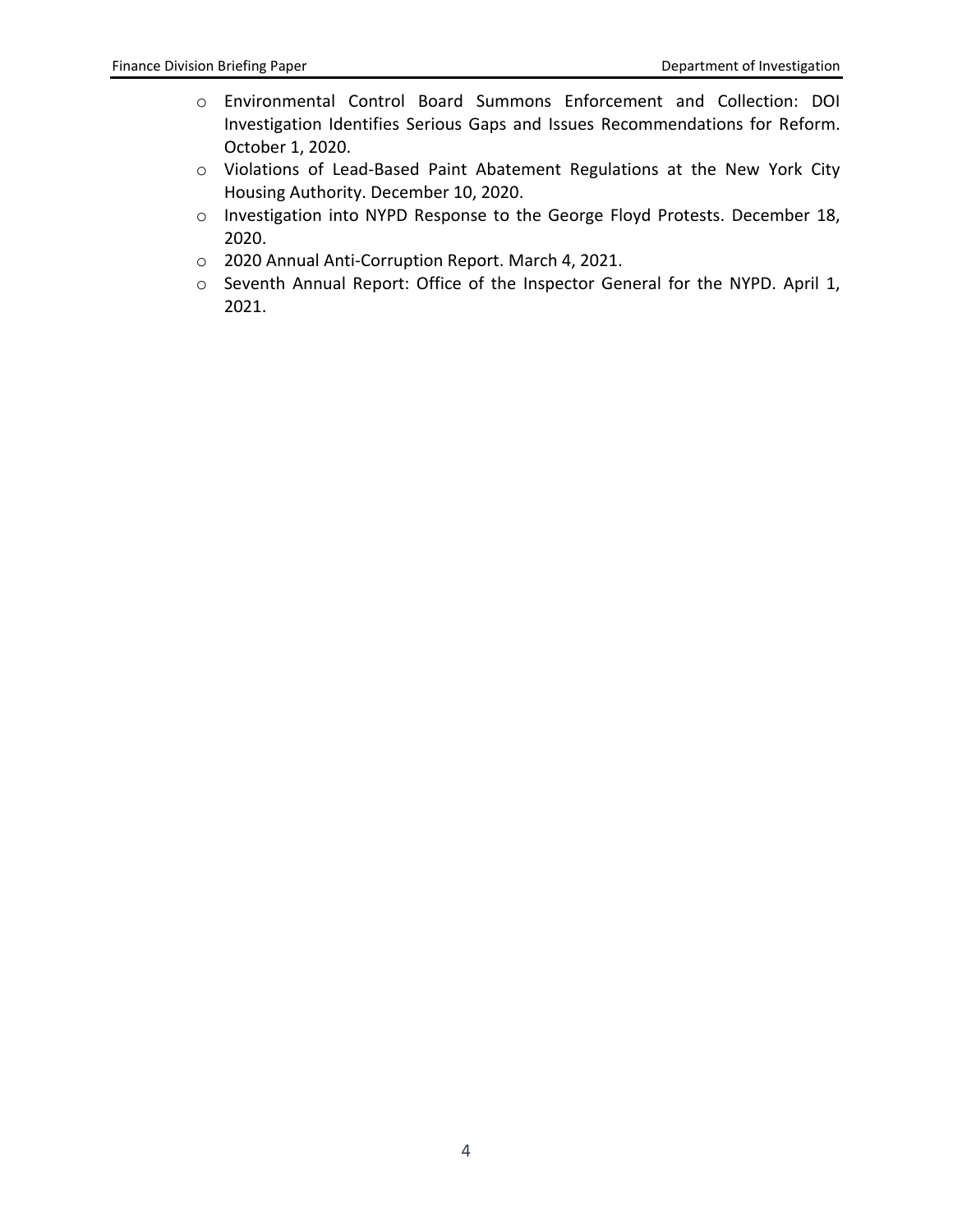- Environmental Control Board Summons Enforcement and Collection: DOI Investigation Identifies Serious Gaps and Issues Recommendations for Reform. October 1, 2020.
- Violations of Lead-Based Paint Abatement Regulations at the New York City Housing Authority. December 10, 2020.
- Investigation into NYPD Response to the George Floyd Protests. December 18, 2020.
- 2020 Annual Anti-Corruption Report. March 4, 2021.
- Seventh Annual Report: Office of the Inspector General for the NYPD. April 1, 2021.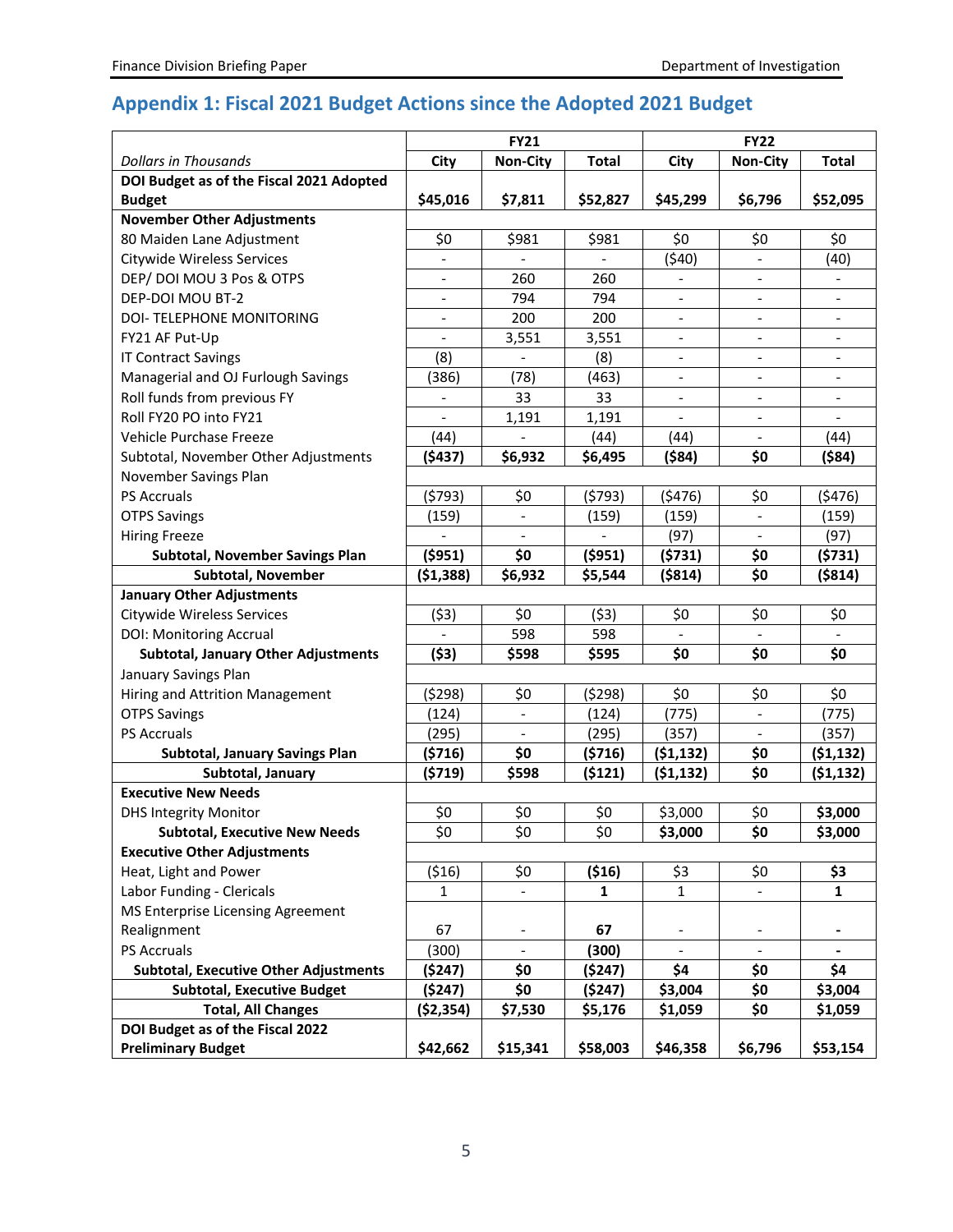## Appendix 1: Fiscal 2021 Budget Actions since the Adopted 2021 Budget

| | FY21 | | | FY22 | | |
|---|---|---|---|---|---|---|
| *Dollars in Thousands* | City | Non-City | Total | City | Non-City | Total |
| **DOI Budget as of the Fiscal 2021 Adopted Budget** | **$45,016** | **$7,811** | **$52,827** | **$45,299** | **$6,796** | **$52,095** |
| **November Other Adjustments** | | | | | | |
| 80 Maiden Lane Adjustment | $0 | $981 | $981 | $0 | $0 | $0 |
| Citywide Wireless Services | - | - | - | ($40) | - | (40) |
| DEP/ DOI MOU 3 Pos & OTPS | - | 260 | 260 | - | - | - |
| DEP-DOI MOU BT-2 | - | 794 | 794 | - | - | - |
| DOI- TELEPHONE MONITORING | - | 200 | 200 | - | - | - |
| FY21 AF Put-Up | - | 3,551 | 3,551 | - | - | - |
| IT Contract Savings | (8) | - | (8) | - | - | - |
| Managerial and OJ Furlough Savings | (386) | (78) | (463) | - | - | - |
| Roll funds from previous FY | - | 33 | 33 | - | - | - |
| Roll FY20 PO into FY21 | - | 1,191 | 1,191 | - | - | - |
| Vehicle Purchase Freeze | (44) | - | (44) | (44) | - | (44) |
| Subtotal, November Other Adjustments | **($437)** | **$6,932** | **$6,495** | **($84)** | **$0** | **($84)** |
| November Savings Plan | | | | | | |
| PS Accruals | ($793) | $0 | ($793) | ($476) | $0 | ($476) |
| OTPS Savings | (159) | - | (159) | (159) | - | (159) |
| Hiring Freeze | - | - | - | (97) | - | (97) |
| **Subtotal, November Savings Plan** | **($951)** | **$0** | **($951)** | **($731)** | **$0** | **($731)** |
| **Subtotal, November** | **($1,388)** | **$6,932** | **$5,544** | **($814)** | **$0** | **($814)** |
| **January Other Adjustments** | | | | | | |
| Citywide Wireless Services | ($3) | $0 | ($3) | $0 | $0 | $0 |
| DOI: Monitoring Accrual | - | 598 | 598 | - | - | - |
| **Subtotal, January Other Adjustments** | **($3)** | **$598** | **$595** | **$0** | **$0** | **$0** |
| January Savings Plan | | | | | | |
| Hiring and Attrition Management | ($298) | $0 | ($298) | $0 | $0 | $0 |
| OTPS Savings | (124) | - | (124) | (775) | - | (775) |
| PS Accruals | (295) | - | (295) | (357) | - | (357) |
| **Subtotal, January Savings Plan** | **($716)** | **$0** | **($716)** | **($1,132)** | **$0** | **($1,132)** |
| **Subtotal, January** | **($719)** | **$598** | **($121)** | **($1,132)** | **$0** | **($1,132)** |
| **Executive New Needs** | | | | | | |
| DHS Integrity Monitor | $0 | $0 | $0 | $3,000 | $0 | **$3,000** |
| **Subtotal, Executive New Needs** | $0 | $0 | $0 | **$3,000** | **$0** | **$3,000** |
| **Executive Other Adjustments** | | | | | | |
| Heat, Light and Power | ($16) | $0 | **($16)** | $3 | $0 | **$3** |
| Labor Funding - Clericals | 1 | - | **1** | 1 | - | **1** |
| MS Enterprise Licensing Agreement Realignment | 67 | - | **67** | - | - | **-** |
| PS Accruals | (300) | - | **(300)** | - | - | **-** |
| **Subtotal, Executive Other Adjustments** | **($247)** | **$0** | **($247)** | **$4** | **$0** | **$4** |
| **Subtotal, Executive Budget** | **($247)** | **$0** | **($247)** | **$3,004** | **$0** | **$3,004** |
| **Total, All Changes** | **($2,354)** | **$7,530** | **$5,176** | **$1,059** | **$0** | **$1,059** |
| **DOI Budget as of the Fiscal 2022 Preliminary Budget** | **$42,662** | **$15,341** | **$58,003** | **$46,358** | **$6,796** | **$53,154** |